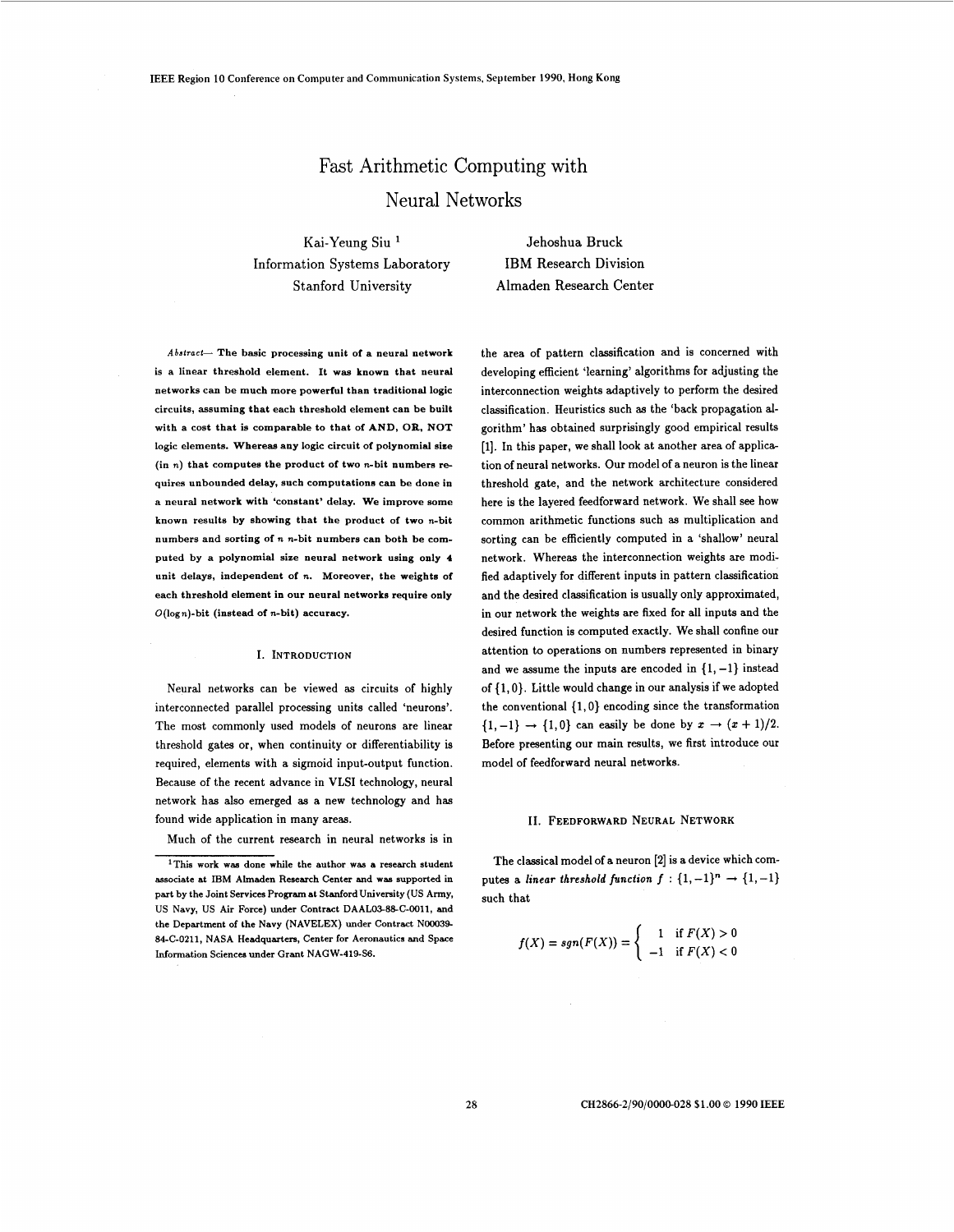# Fast Arithmetic Computing with Neural Networks

Kai-Yeung Siu [1]
Information Systems Laboratory
Stanford University

Jehoshua Bruck
IBM Research Division
Almaden Research Center

*Abstract*— **The basic processing unit of a neural network is a linear threshold element. It was known that neural networks can be much more powerful than traditional logic circuits, assuming that each threshold element can be built with a cost that is comparable to that of AND, OR, NOT logic elements. Whereas any logic circuit of polynomial size (in $n$) that computes the product of two $n$-bit numbers requires unbounded delay, such computations can be done in a neural network with 'constant' delay. We improve some known results by showing that the product of two $n$-bit numbers and sorting of $n$ $n$-bit numbers can both be computed by a polynomial size neural network using only 4 unit delays, independent of $n$. Moreover, the weights of each threshold element in our neural networks require only $O(\log n)$-bit (instead of $n$-bit) accuracy.**

## I. Introduction

Neural networks can be viewed as circuits of highly interconnected parallel processing units called 'neurons'. The most commonly used models of neurons are linear threshold gates or, when continuity or differentiability is required, elements with a sigmoid input-output function. Because of the recent advance in VLSI technology, neural network has also emerged as a new technology and has found wide application in many areas.

Much of the current research in neural networks is in the area of pattern classification and is concerned with developing efficient 'learning' algorithms for adjusting the interconnection weights adaptively to perform the desired classification. Heuristics such as the 'back propagation algorithm' has obtained surprisingly good empirical results [1]. In this paper, we shall look at another area of application of neural networks. Our model of a neuron is the linear threshold gate, and the network architecture considered here is the layered feedforward network. We shall see how common arithmetic functions such as multiplication and sorting can be efficiently computed in a 'shallow' neural network. Whereas the interconnection weights are modified adaptively for different inputs in pattern classification and the desired classification is usually only approximated, in our network the weights are fixed for all inputs and the desired function is computed exactly. We shall confine our attention to operations on numbers represented in binary and we assume the inputs are encoded in $\{1, -1\}$ instead of $\{1, 0\}$. Little would change in our analysis if we adopted the conventional $\{1, 0\}$ encoding since the transformation $\{1, -1\} \rightarrow \{1, 0\}$ can easily be done by $x \rightarrow (x+1)/2$. Before presenting our main results, we first introduce our model of feedforward neural networks.

## II. Feedforward Neural Network

The classical model of a neuron [2] is a device which computes a *linear threshold function* $f : \{1, -1\}^n \rightarrow \{1, -1\}$ such that

$$f(X) = sgn(F(X)) = \begin{cases} 1 & \text{if } F(X) > 0 \\ -1 & \text{if } F(X) < 0 \end{cases}$$

[1] This work was done while the author was a research student associate at IBM Almaden Research Center and was supported in part by the Joint Services Program at Stanford University (US Army, US Navy, US Air Force) under Contract DAAL03-88-C-0011, and the Department of the Navy (NAVELEX) under Contract N00039-84-C-0211, NASA Headquarters, Center for Aeronautics and Space Information Sciences under Grant NAGW-419-S6.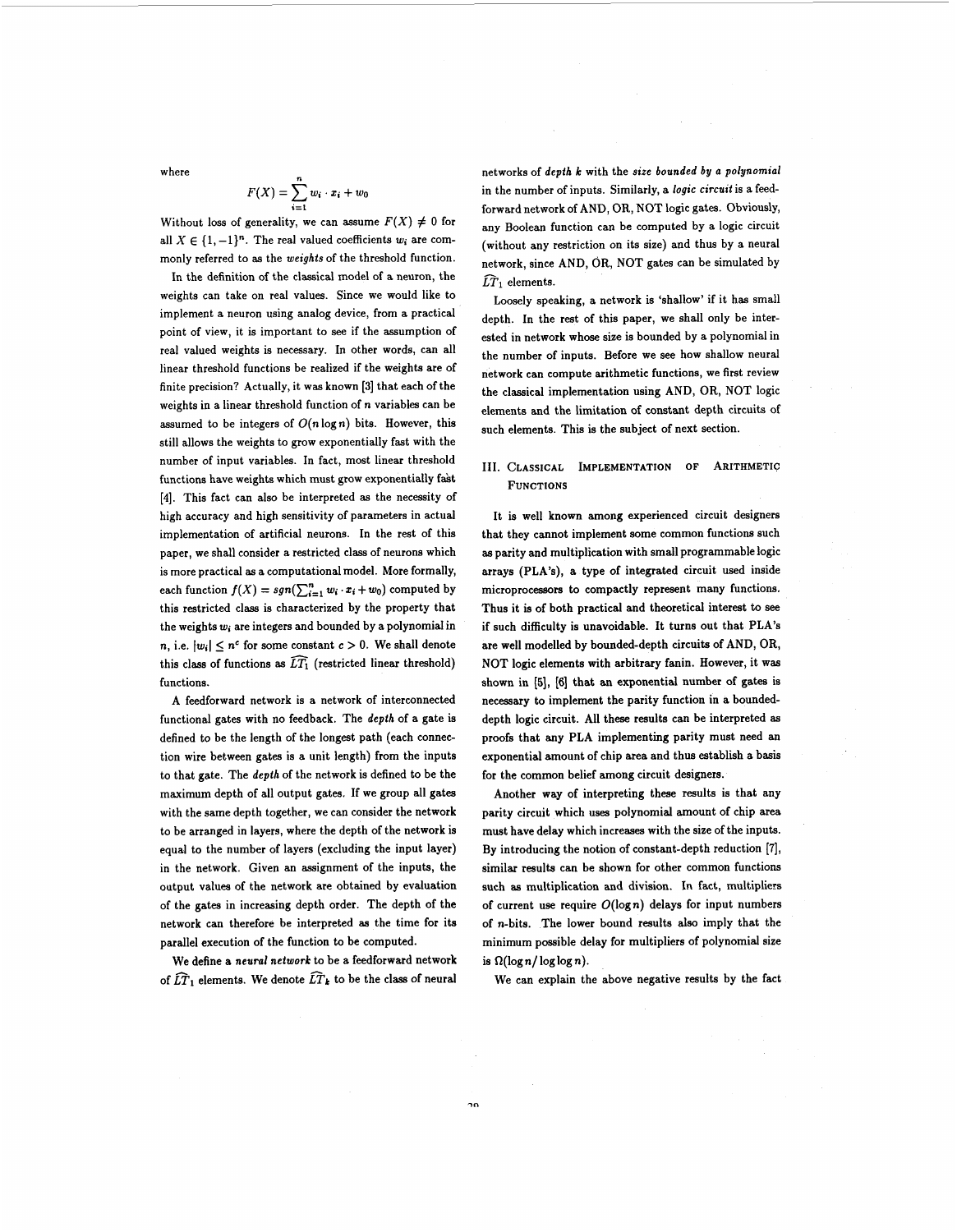where

$$F(X) = \sum_{i=1}^{n} w_i \cdot x_i + w_0$$

Without loss of generality, we can assume $F(X) \neq 0$ for all $X \in \{1, -1\}^n$. The real valued coefficients $w_i$ are commonly referred to as the *weights* of the threshold function.

In the definition of the classical model of a neuron, the weights can take on real values. Since we would like to implement a neuron using analog device, from a practical point of view, it is important to see if the assumption of real valued weights is necessary. In other words, can all linear threshold functions be realized if the weights are of finite precision? Actually, it was known [3] that each of the weights in a linear threshold function of $n$ variables can be assumed to be integers of $O(n \log n)$ bits. However, this still allows the weights to grow exponentially fast with the number of input variables. In fact, most linear threshold functions have weights which must grow exponentially fast [4]. This fact can also be interpreted as the necessity of high accuracy and high sensitivity of parameters in actual implementation of artificial neurons. In the rest of this paper, we shall consider a restricted class of neurons which is more practical as a computational model. More formally, each function $f(X) = sgn(\sum_{i=1}^{n} w_i \cdot x_i + w_0)$ computed by this restricted class is characterized by the property that the weights $w_i$ are integers and bounded by a polynomial in $n$, i.e. $|w_i| \leq n^c$ for some constant $c > 0$. We shall denote this class of functions as $\widehat{LT}_1$ (restricted linear threshold) functions.

A feedforward network is a network of interconnected functional gates with no feedback. The *depth* of a gate is defined to be the length of the longest path (each connection wire between gates is a unit length) from the inputs to that gate. The *depth* of the network is defined to be the maximum depth of all output gates. If we group all gates with the same depth together, we can consider the network to be arranged in layers, where the depth of the network is equal to the number of layers (excluding the input layer) in the network. Given an assignment of the inputs, the output values of the network are obtained by evaluation of the gates in increasing depth order. The depth of the network can therefore be interpreted as the time for its parallel execution of the function to be computed.

We define a *neural network* to be a feedforward network of $\widehat{LT}_1$ elements. We denote $\widehat{LT}_k$ to be the class of neural networks of *depth k* with the *size bounded by a polynomial* in the number of inputs. Similarly, a *logic circuit* is a feedforward network of AND, OR, NOT logic gates. Obviously, any Boolean function can be computed by a logic circuit (without any restriction on its size) and thus by a neural network, since AND, OR, NOT gates can be simulated by $\widehat{LT}_1$ elements.

Loosely speaking, a network is 'shallow' if it has small depth. In the rest of this paper, we shall only be interested in network whose size is bounded by a polynomial in the number of inputs. Before we see how shallow neural network can compute arithmetic functions, we first review the classical implementation using AND, OR, NOT logic elements and the limitation of constant depth circuits of such elements. This is the subject of next section.

## III. Classical Implementation of Arithmetic Functions

It is well known among experienced circuit designers that they cannot implement some common functions such as parity and multiplication with small programmable logic arrays (PLA's), a type of integrated circuit used inside microprocessors to compactly represent many functions. Thus it is of both practical and theoretical interest to see if such difficulty is unavoidable. It turns out that PLA's are well modelled by bounded-depth circuits of AND, OR, NOT logic elements with arbitrary fanin. However, it was shown in [5], [6] that an exponential number of gates is necessary to implement the parity function in a bounded-depth logic circuit. All these results can be interpreted as proofs that any PLA implementing parity must need an exponential amount of chip area and thus establish a basis for the common belief among circuit designers.

Another way of interpreting these results is that any parity circuit which uses polynomial amount of chip area must have delay which increases with the size of the inputs. By introducing the notion of constant-depth reduction [7], similar results can be shown for other common functions such as multiplication and division. In fact, multipliers of current use require $O(\log n)$ delays for input numbers of $n$-bits. The lower bound results also imply that the minimum possible delay for multipliers of polynomial size is $\Omega(\log n / \log \log n)$.

We can explain the above negative results by the fact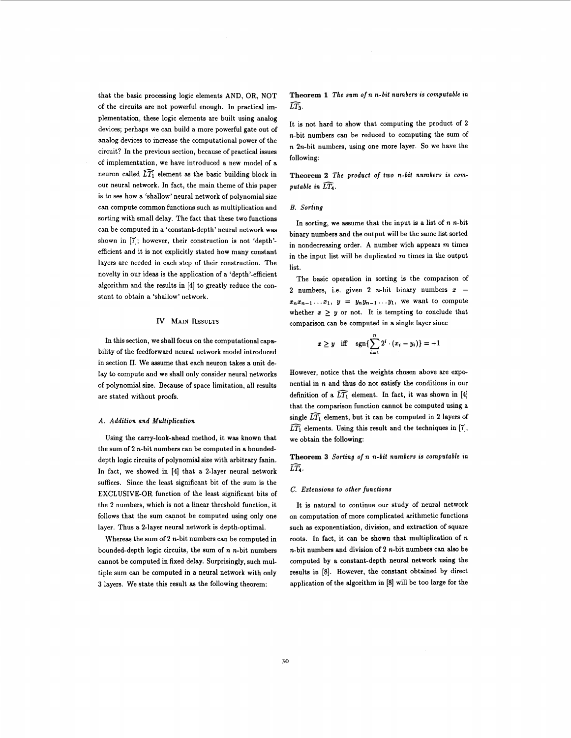that the basic processing logic elements AND, OR, NOT of the circuits are not powerful enough. In practical implementation, these logic elements are built using analog devices; perhaps we can build a more powerful gate out of analog devices to increase the computational power of the circuit? In the previous section, because of practical issues of implementation, we have introduced a new model of a neuron called $\widehat{LT}_1$ element as the basic building block in our neural network. In fact, the main theme of this paper is to see how a 'shallow' neural network of polynomial size can compute common functions such as multiplication and sorting with small delay. The fact that these two functions can be computed in a 'constant-depth' neural network was shown in [7]; however, their construction is not 'depth'-efficient and it is not explicitly stated how many constant layers are needed in each step of their construction. The novelty in our ideas is the application of a 'depth'-efficient algorithm and the results in [4] to greatly reduce the constant to obtain a 'shallow' network.

## IV. Main Results

In this section, we shall focus on the computational capability of the feedforward neural network model introduced in section II. We assume that each neuron takes a unit delay to compute and we shall only consider neural networks of polynomial size. Because of space limitation, all results are stated without proofs.

### A. Addition and Multiplication

Using the carry-look-ahead method, it was known that the sum of 2 $n$-bit numbers can be computed in a bounded-depth logic circuits of polynomial size with arbitrary fanin. In fact, we showed in [4] that a 2-layer neural network suffices. Since the least significant bit of the sum is the EXCLUSIVE-OR function of the least significant bits of the 2 numbers, which is not a linear threshold function, it follows that the sum cannot be computed using only one layer. Thus a 2-layer neural network is depth-optimal.

Whereas the sum of 2 $n$-bit numbers can be computed in bounded-depth logic circuits, the sum of $n$ $n$-bit numbers cannot be computed in fixed delay. Surprisingly, such multiple sum can be computed in a neural network with only 3 layers. We state this result as the following theorem:

**Theorem 1** *The sum of $n$ $n$-bit numbers is computable in $\widehat{LT}_3$.*

It is not hard to show that computing the product of 2 $n$-bit numbers can be reduced to computing the sum of $n$ $2n$-bit numbers, using one more layer. So we have the following:

**Theorem 2** *The product of two $n$-bit numbers is computable in $\widehat{LT}_4$.*

### B. Sorting

In sorting, we assume that the input is a list of $n$ $n$-bit binary numbers and the output will be the same list sorted in nondecreasing order. A number wich appears $m$ times in the input list will be duplicated $m$ times in the output list.

The basic operation in sorting is the comparison of 2 numbers, i.e. given 2 $n$-bit binary numbers $x = x_n x_{n-1} \ldots x_1$, $y = y_n y_{n-1} \ldots y_1$, we want to compute whether $x \geq y$ or not. It is tempting to conclude that comparison can be computed in a single layer since

$$x \geq y \quad \text{iff} \quad \operatorname{sgn}\{\sum_{i=1}^{n} 2^i \cdot (x_i - y_i)\} = +1$$

However, notice that the weights chosen above are exponential in $n$ and thus do not satisfy the conditions in our definition of a $\widehat{LT}_1$ element. In fact, it was shown in [4] that the comparison function cannot be computed using a single $\widehat{LT}_1$ element, but it can be computed in 2 layers of $\widehat{LT}_1$ elements. Using this result and the techniques in [7], we obtain the following:

**Theorem 3** *Sorting of $n$ $n$-bit numbers is computable in $\widehat{LT}_4$.*

### C. Extensions to other functions

It is natural to continue our study of neural network on computation of more complicated arithmetic functions such as exponentiation, division, and extraction of square roots. In fact, it can be shown that multiplication of $n$ $n$-bit numbers and division of 2 $n$-bit numbers can also be computed by a constant-depth neural network using the results in [8]. However, the constant obtained by direct application of the algorithm in [8] will be too large for the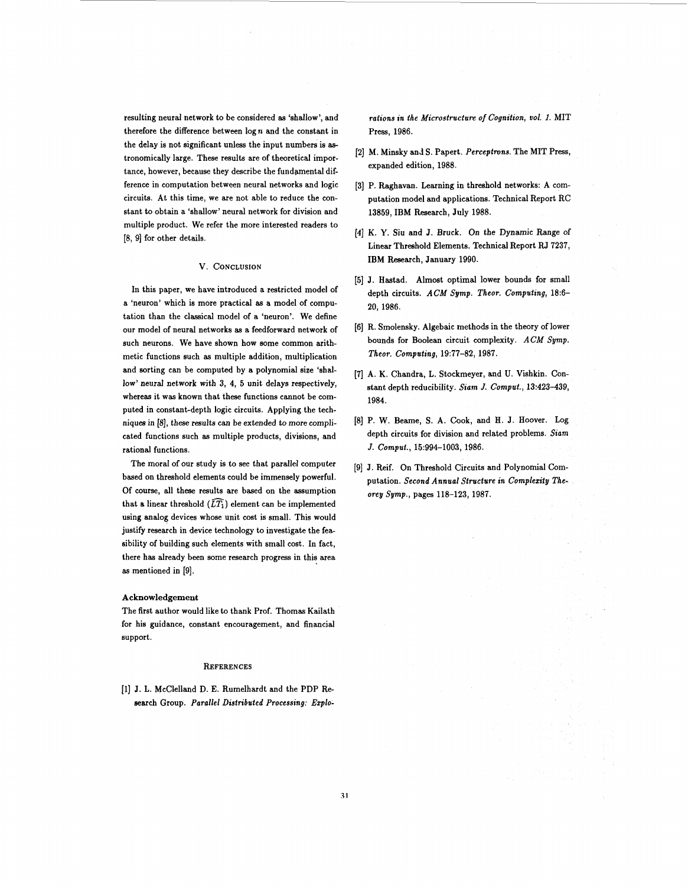resulting neural network to be considered as 'shallow', and therefore the difference between $\log n$ and the constant in the delay is not significant unless the input numbers is astronomically large. These results are of theoretical importance, however, because they describe the fundamental difference in computation between neural networks and logic circuits. At this time, we are not able to reduce the constant to obtain a 'shallow' neural network for division and multiple product. We refer the more interested readers to [8, 9] for other details.

## V. Conclusion

In this paper, we have introduced a restricted model of a 'neuron' which is more practical as a model of computation than the classical model of a 'neuron'. We define our model of neural networks as a feedforward network of such neurons. We have shown how some common arithmetic functions such as multiple addition, multiplication and sorting can be computed by a polynomial size 'shallow' neural network with 3, 4, 5 unit delays respectively, whereas it was known that these functions cannot be computed in constant-depth logic circuits. Applying the techniques in [8], these results can be extended to more complicated functions such as multiple products, divisions, and rational functions.

The moral of our study is to see that parallel computer based on threshold elements could be immensely powerful. Of course, all these results are based on the assumption that a linear threshold ($\widehat{LT}_1$) element can be implemented using analog devices whose unit cost is small. This would justify research in device technology to investigate the feasibility of building such elements with small cost. In fact, there has already been some research progress in this area as mentioned in [9].

### Acknowledgement

The first author would like to thank Prof. Thomas Kailath for his guidance, constant encouragement, and financial support.

## References

[1] J. L. McClelland D. E. Rumelhardt and the PDP Research Group. *Parallel Distributed Processing: Explorations in the Microstructure of Cognition, vol. 1.* MIT Press, 1986.

[2] M. Minsky and S. Papert. *Perceptrons.* The MIT Press, expanded edition, 1988.

[3] P. Raghavan. Learning in threshold networks: A computation model and applications. Technical Report RC 13859, IBM Research, July 1988.

[4] K. Y. Siu and J. Bruck. On the Dynamic Range of Linear Threshold Elements. Technical Report RJ 7237, IBM Research, January 1990.

[5] J. Hastad. Almost optimal lower bounds for small depth circuits. *ACM Symp. Theor. Computing*, 18:6–20, 1986.

[6] R. Smolensky. Algebaic methods in the theory of lower bounds for Boolean circuit complexity. *ACM Symp. Theor. Computing*, 19:77–82, 1987.

[7] A. K. Chandra, L. Stockmeyer, and U. Vishkin. Constant depth reducibility. *Siam J. Comput.*, 13:423–439, 1984.

[8] P. W. Beame, S. A. Cook, and H. J. Hoover. Log depth circuits for division and related problems. *Siam J. Comput.*, 15:994–1003, 1986.

[9] J. Reif. On Threshold Circuits and Polynomial Computation. *Second Annual Structure in Complexity Theorey Symp.*, pages 118–123, 1987.